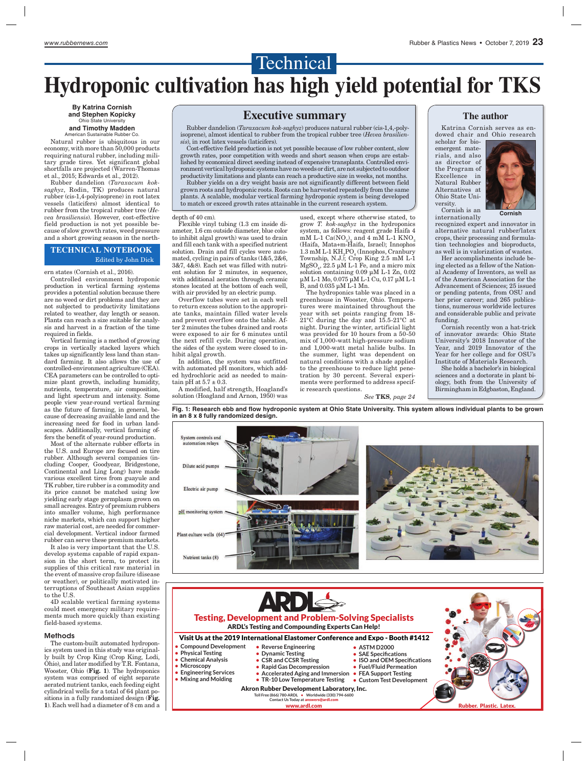# Technical

# Hydroponic cultivation has high yield potential for TKS

**By Katrina Cornish and Stephen Kopicky**
Ohio State University
**and Timothy Madden**
American Sustainable Rubber Co.

## Executive summary

Rubber dandelion (*Taraxacum kok-saghyz*) produces natural rubber (cis-1,4,-polyisoprene), almost identical to rubber from the tropical rubber tree (*Hevea brasiliensis*), in root latex vessels (laticifers).

Cost-effective field production is not yet possible because of low rubber content, slow growth rates, poor competition with weeds and short season when crops are established by economical direct seeding instead of expensive transplants. Controlled environment vertical hydroponic systems have no weeds or dirt, are not subjected to outdoor productivity limitations and plants can reach a productive size in weeks, not months.

Rubber yields on a dry weight basis are not significantly different between field grown roots and hydroponic roots. Roots can be harvested repeatedly from the same plants. A scalable, modular vertical farming hydroponic system is being developed to match or exceed growth rates attainable in the current research system.

## The author

Katrina Cornish serves as endowed chair and Ohio research scholar for bio-emergent materials, and also as director of the Program of Excellence in Natural Rubber Alternatives at Ohio State University.

Cornish

Cornish is an internationally recognized expert and innovator in alternative natural rubber/latex crops, their processing and formulation technologies and bioproducts, as well as in valorization of wastes.

Her accomplishments include being elected as a fellow of the National Academy of Inventors, as well as of the American Association for the Advancement of Sciences; 25 issued or pending patents, from OSU and her prior career; and 265 publications, numerous worldwide lectures and considerable public and private funding.

Cornish recently won a hat-trick of innovator awards: Ohio State University's 2018 Innovator of the Year, and 2019 Innovator of the Year for her college and for OSU's Institute of Materials Research.

She holds a bachelor's in biological sciences and a doctorate in plant biology, both from the University of Birmingham in Edgbaston, England.

---

Natural rubber is ubiquitous in our economy, with more than 50,000 products requiring natural rubber, including military grade tires. Yet significant global shortfalls are projected (Warren-Thomas et al., 2015; Edwards et al., 2012).

Rubber dandelion (*Taraxacum kok-saghyz*, Rodin, TK) produces natural rubber (cis-1,4-polyisoprene) in root latex vessels (laticifers) almost identical to rubber from the tropical rubber tree (*Hevea brasiliensis*). However, cost-effective field production is not yet possible because of slow growth rates, weed pressure and a short growing season in the northern states (Cornish et al., 2016).

**TECHNICAL NOTEBOOK**
Edited by John Dick

Controlled environment hydroponic production in vertical farming systems provides a potential solution because there are no weed or dirt problems and they are not subjected to productivity limitations related to weather, day length or season. Plants can reach a size suitable for analysis and harvest in a fraction of the time required in fields.

Vertical farming is a method of growing crops in vertically stacked layers which takes up significantly less land than standard farming. It also allows the use of controlled-environment agriculture (CEA). CEA parameters can be controlled to optimize plant growth, including humidity, nutrients, temperature, air composition, and light spectrum and intensity. Some people view year-round vertical farming as the future of farming, in general, because of decreasing available land and the increasing need for food in urban landscapes. Additionally, vertical farming offers the benefit of year-round production.

Most of the alternate rubber efforts in the U.S. and Europe are focused on tire rubber. Although several companies (including Cooper, Goodyear, Bridgestone, Continental and Ling Long) have made various excellent tires from guayule and TK rubber, tire rubber is a commodity and its price cannot be matched using low yielding early stage germplasm grown on small acreages. Entry of premium rubbers into smaller volume, high performance niche markets, which can support higher raw material cost, are needed for commercial development. Vertical indoor farmed rubber can serve these premium markets.

It also is very important that the U.S. develop systems capable of rapid expansion in the short term, to protect its supplies of this critical raw material in the event of massive crop failure (disease or weather), or politically motivated interruptions of Southeast Asian supplies to the U.S.

4D scalable vertical farming systems could meet emergency military requirements much more quickly than existing field-based systems.

### Methods

The custom-built automated hydroponics system used in this study was originally built by Crop King (Crop King, Lodi, Ohio), and later modified by T.R. Fontana, Wooster, Ohio (**Fig. 1**). The hydroponics system was comprised of eight separate aerated nutrient tanks, each feeding eight cylindrical wells for a total of 64 plant positions in a fully randomized design (**Fig. 1**). Each well had a diameter of 8 cm and a depth of 40 cm).

Flexible vinyl tubing (1.3 cm inside diameter, 1.6 cm outside diameter, blue color to inhibit algal growth) was used to drain and fill each tank with a specified nutrient solution. Drain and fill cycles were automated, cycling in pairs of tanks (1&5, 2&6, 3&7, 4&8). Each set was filled with nutrient solution for 2 minutes, in sequence, with additional aeration through ceramic stones located at the bottom of each well, with air provided by an electric pump.

Overflow tubes were set in each well to return excess solution to the appropriate tanks, maintain filled water levels and prevent overflow onto the table. After 2 minutes the tubes drained and roots were exposed to air for 6 minutes until the next refill cycle. During operation, the sides of the system were closed to inhibit algal growth.

In addition, the system was outfitted with automated pH monitors, which added hydrochloric acid as needed to maintain pH at 5.7 ± 0.3.

A modified, half strength, Hoagland's solution (Hoagland and Arnon, 1950) was used, except where otherwise stated, to grow *T. kok-saghyz* in the hydroponics system, as follows: reagent grade Haifa 4 mM L-1 $Ca(NO_3)_2$ and 4 mM L-1 $KNO_3$ (Haifa, Mata+m-Haifa, Israel); Innophos 1.3 mM L-1 $KH_2PO_4$ (Innophos, Cranbury Township, N.J.); Crop King 2.5 mM L-1 $MgSO_4$, 22.5 µM L-1 Fe, and a micro mix solution containing 0.09 µM L-1 Zn, 0.02 µM L-1 Mo, 0.075 µM L-1 Cu, 0.17 µM L-1 B, and 0.035 µM L-1 Mn.

The hydroponics table was placed in a greenhouse in Wooster, Ohio. Temperatures were maintained throughout the year with set points ranging from 18-21°C during the day and 15.5-21°C at night. During the winter, artificial light was provided for 10 hours from a 50-50 mix of 1,000-watt high-pressure sodium and 1,000-watt metal halide bulbs. In the summer, light was dependent on natural conditions with a shade applied to the greenhouse to reduce light penetration by 30 percent. Several experiments were performed to address specific research questions.

*See* **TKS**, *page 24*

**Fig. 1: Research ebb and flow hydroponic system at Ohio State University. This system allows individual plants to be grown in an 8 x 8 fully randomized design.**

System controls and automation relays
Dilute acid pumps
Electric air pump
pH monitoring system
Plant culture wells (64)
Nutrient tanks (8)

---

**ARDL**

**Testing, Development and Problem-Solving Specialists**
**ARDL's Testing and Compounding Experts Can Help!**

**Visit Us at the 2019 International Elastomer Conference and Expo - Booth #1412**

- Compound Development
- Physical Testing
- Chemical Analysis
- Microscopy
- Engineering Services
- Mixing and Molding
- Reverse Engineering
- Dynamic Testing
- CSR and CCSR Testing
- Rapid Gas Decompression
- Accelerated Aging and Immersion
- TR-10 Low Temperature Testing
- ASTM D2000
- SAE Specifications
- ISO and OEM Specifications
- Fuel/Fluid Permeation
- FEA Support Testing
- Custom Test Development

**Akron Rubber Development Laboratory, Inc.**
Toll Free (866) 780-ARDL • Worldwide (330) 794-6600
Contact Us Today at answers@ardl.com
www.ardl.com

Rubber. Plastic. Latex.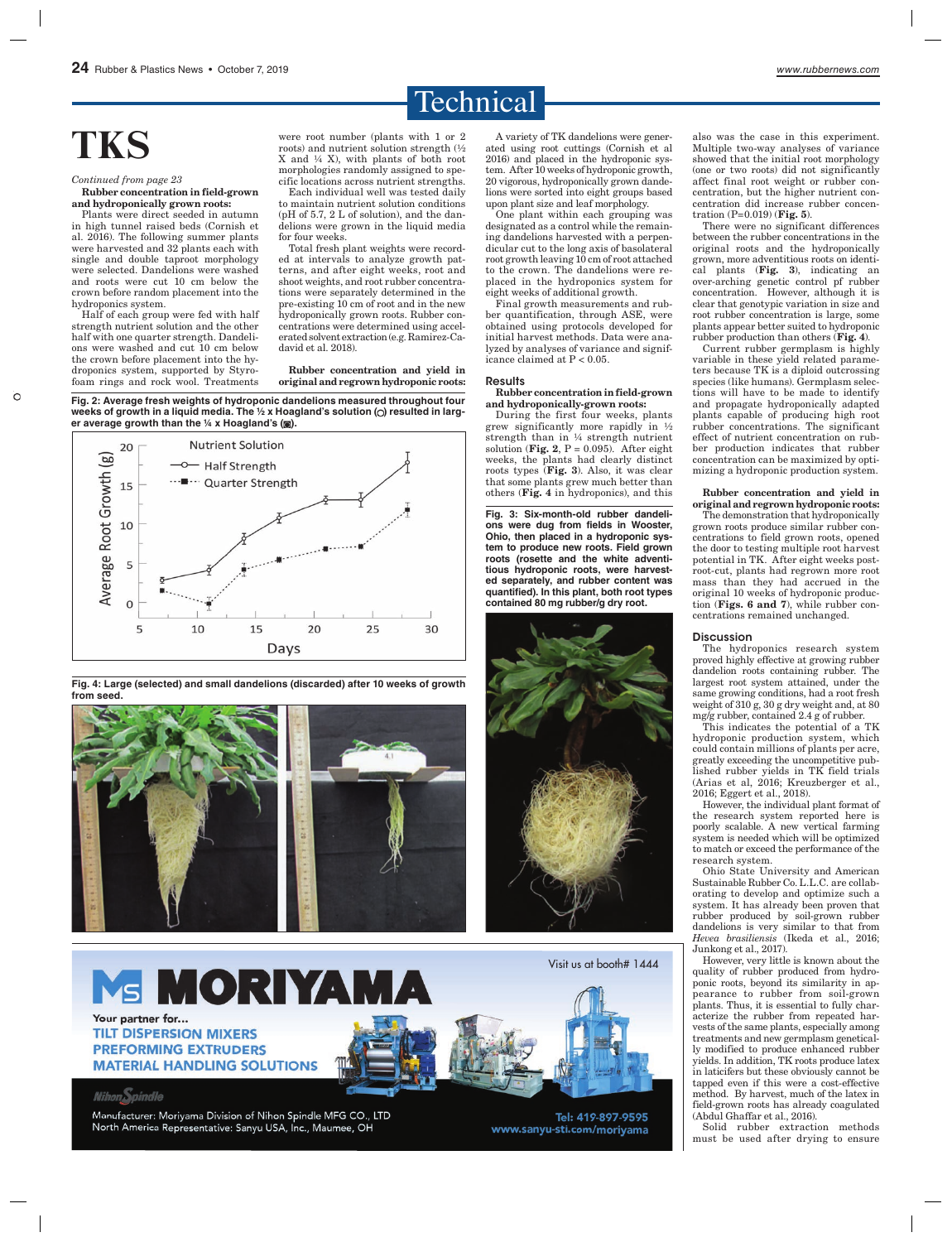# TKS

*Continued from page 23*

**Rubber concentration in field-grown and hydroponically grown roots:**

Plants were direct seeded in autumn in high tunnel raised beds (Cornish et al. 2016). The following summer plants were harvested and 32 plants each with single and double taproot morphology were selected. Dandelions were washed and roots were cut 10 cm below the crown before random placement into the hydroponics system.

Half of each group were fed with half strength nutrient solution and the other half with one quarter strength. Dandelions were washed and cut 10 cm below the crown before placement into the hydroponics system, supported by Styrofoam rings and rock wool. Treatments were root number (plants with 1 or 2 roots) and nutrient solution strength (½ X and ¼ X), with plants of both root morphologies randomly assigned to specific locations across nutrient strengths.

Each individual well was tested daily to maintain nutrient solution conditions (pH of 5.7, 2 L of solution), and the dandelions were grown in the liquid media for four weeks.

Total fresh plant weights were recorded at intervals to analyze growth patterns, and after eight weeks, root and shoot weights, and root rubber concentrations were separately determined in the pre-existing 10 cm of root and in the new hydroponically grown roots. Rubber concentrations were determined using accelerated solvent extraction (e.g. Ramirez-Cadavid et al. 2018).

**Rubber concentration and yield in original and regrown hydroponic roots:**

A variety of TK dandelions were generated using root cuttings (Cornish et al 2016) and placed in the hydroponic system. After 10 weeks of hydroponic growth, 20 vigorous, hydroponically grown dandelions were sorted into eight groups based upon plant size and leaf morphology.

One plant within each grouping was designated as a control while the remaining dandelions harvested with a perpendicular cut to the long axis of basolateral root growth leaving 10 cm of root attached to the crown. The dandelions were replaced in the hydroponics system for eight weeks of additional growth.

Final growth measurements and rubber quantification, through ASE, were obtained using protocols developed for initial harvest methods. Data were analyzed by analyses of variance and significance claimed at $P < 0.05$.

**Fig. 2: Average fresh weights of hydroponic dandelions measured throughout four weeks of growth in a liquid media. The ½ x Hoagland's solution (○) resulted in larger average growth than the ¼ x Hoagland's (■).**

**Fig. 4: Large (selected) and small dandelions (discarded) after 10 weeks of growth from seed.**

## Results

**Rubber concentration in field-grown and hydroponically-grown roots:**

During the first four weeks, plants grew significantly more rapidly in ½ strength than in ¼ strength nutrient solution (**Fig. 2**, $P = 0.095$). After eight weeks, the plants had clearly distinct roots types (**Fig. 3**). Also, it was clear that some plants grew much better than others (**Fig. 4** in hydroponics), and this also was the case in this experiment. Multiple two-way analyses of variance showed that the initial root morphology (one or two roots) did not significantly affect final root weight or rubber concentration, but the higher nutrient concentration did increase rubber concentration ($P=0.019$) (**Fig. 5**).

**Fig. 3: Six-month-old rubber dandelions were dug from fields in Wooster, Ohio, then placed in a hydroponic system to produce new roots. Field grown roots (rosette and the white adventitious hydroponic roots, were harvested separately, and rubber content was quantified). In this plant, both root types contained 80 mg rubber/g dry root.**

There were no significant differences between the rubber concentrations in the original roots and the hydroponically grown, more adventitious roots on identical plants (**Fig. 3**), indicating an over-arching genetic control pf rubber concentration. However, although it is clear that genotypic variation in size and root rubber concentration is large, some plants appear better suited to hydroponic rubber production than others (**Fig. 4**).

Current rubber germplasm is highly variable in these yield related parameters because TK is a diploid outcrossing species (like humans). Germplasm selections will have to be made to identify and propagate hydroponically adapted plants capable of producing high root rubber concentrations. The significant effect of nutrient concentration on rubber production indicates that rubber concentration can be maximized by optimizing a hydroponic production system.

**Rubber concentration and yield in original and regrown hydroponic roots:**

The demonstration that hydroponically grown roots produce similar rubber concentrations to field grown roots, opened the door to testing multiple root harvest potential in TK. After eight weeks post-root-cut, plants had regrown more root mass than they had accrued in the original 10 weeks of hydroponic production (**Figs. 6 and 7**), while rubber concentrations remained unchanged.

## Discussion

The hydroponics research system proved highly effective at growing rubber dandelion roots containing rubber. The largest root system attained, under the same growing conditions, had a root fresh weight of 310 g, 30 g dry weight and, at 80 mg/g rubber, contained 2.4 g of rubber.

This indicates the potential of a TK hydroponic production system, which could contain millions of plants per acre, greatly exceeding the uncompetitive published rubber yields in TK field trials (Arias et al, 2016; Kreuzberger et al., 2016; Eggert et al., 2018).

However, the individual plant format of the research system reported here is poorly scalable. A new vertical farming system is needed which will be optimized to match or exceed the performance of the research system.

Ohio State University and American Sustainable Rubber Co. L.L.C. are collaborating to develop and optimize such a system. It has already been proven that rubber produced by soil-grown rubber dandelions is very similar to that from *Hevea brasiliensis* (Ikeda et al., 2016; Junkong et al., 2017).

However, very little is known about the quality of rubber produced from hydroponic roots, beyond its similarity in appearance to rubber from soil-grown plants. Thus, it is essential to fully characterize the rubber from repeated harvests of the same plants, especially among treatments and new germplasm genetically modified to produce enhanced rubber yields. In addition, TK roots produce latex in laticifers but these obviously cannot be tapped even if this were a cost-effective method. By harvest, much of the latex in field-grown roots has already coagulated (Abdul Ghaffar et al., 2016).

Solid rubber extraction methods must be used after drying to ensure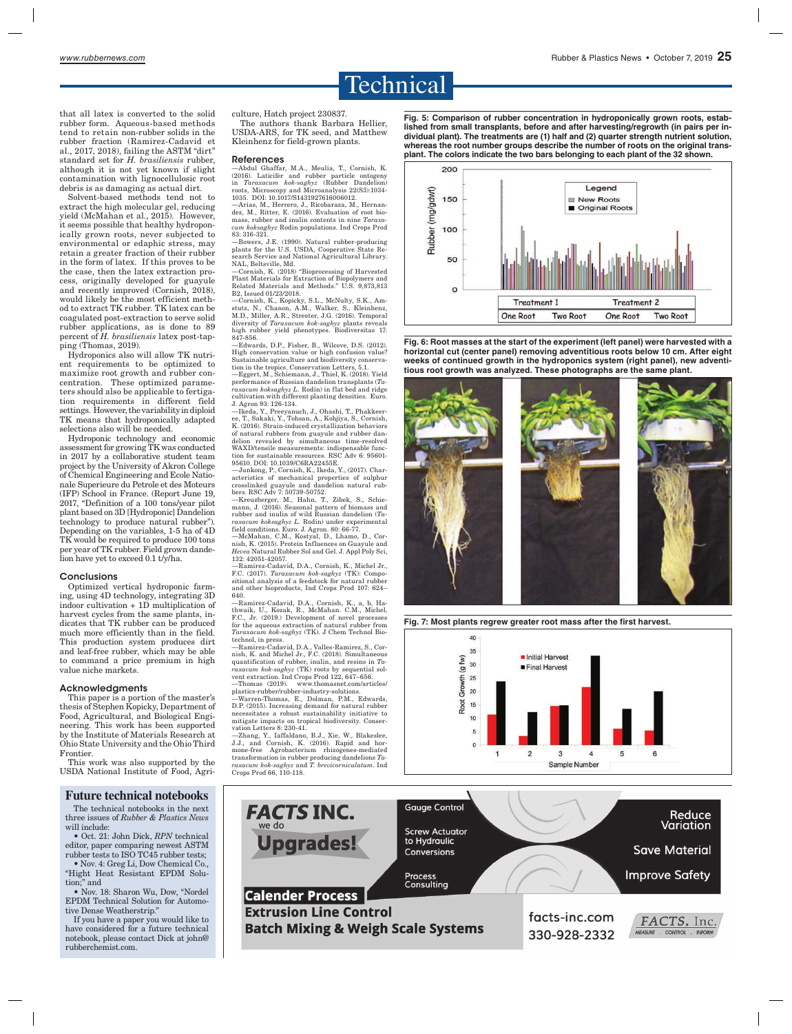that all latex is converted to the solid rubber form. Aqueous-based methods tend to retain non-rubber solids in the rubber fraction (Ramirez-Cadavid et al., 2017, 2018), failing the ASTM "dirt" standard set for *H. brasiliensis* rubber, although it is not yet known if slight contamination with lignocellulosic root debris is as damaging as actual dirt.

Solvent-based methods tend not to extract the high molecular gel, reducing yield (McMahan et al., 2015). However, it seems possible that healthy hydroponically grown roots, never subjected to environmental or edaphic stress, may retain a greater fraction of their rubber in the form of latex. If this proves to be the case, then the latex extraction process, originally developed for guayule and recently improved (Cornish, 2018), would likely be the most efficient method to extract TK rubber. TK latex can be coagulated post-extraction to serve solid rubber applications, as is done to 89 percent of *H. brasiliensis* latex post-tapping (Thomas, 2019).

Hydroponics also will allow TK nutrient requirements to be optimized to maximize root growth and rubber concentration. These optimized parameters should also be applicable to fertigation requirements in different field settings. However, the variability in diploid TK means that hydroponically adapted selections also will be needed.

Hydroponic technology and economic assessment for growing TK was conducted in 2017 by a collaborative student team project by the University of Akron College of Chemical Engineering and Ecole Nationale Superieure du Petrole et des Moteurs (IFP) School in France. (Report June 19, 2017, "Definition of a 100 tons/year pilot plant based on 3D [Hydroponic] Dandelion technology to produce natural rubber"). Depending on the variables, 1-5 ha of 4D TK would be required to produce 100 tons per year of TK rubber. Field grown dandelion have yet to exceed 0.1 t/y/ha.

### Conclusions

Optimized vertical hydroponic farming, using 4D technology, integrating 3D indoor cultivation + 1D multiplication of harvest cycles from the same plants, indicates that TK rubber can be produced much more efficiently than in the field. This production system produces dirt and leaf-free rubber, which may be able to command a price premium in high value niche markets.

### Acknowledgments

This paper is a portion of the master's thesis of Stephen Kopicky, Department of Food, Agricultural, and Biological Engineering. This work has been supported by the Institute of Materials Research at Ohio State University and the Ohio Third Frontier.

This work was also supported by the USDA National Institute of Food, Agriculture, Hatch project 230837.

The authors thank Barbara Hellier, USDA-ARS, for TK seed, and Matthew Kleinhenz for field-grown plants.

### References

—Abdul Ghaffar, M.A., Meulia, T., Cornish, K. (2016). Laticifer and rubber particle ontogeny in *Taraxacum kok-saghyz* (Rubber Dandelion) roots, Microscopy and Microanalysis 22(S3):1034-1035. DOI: 10.1017/S1431927616006012.

—Arias, M., Herrero, J., Ricobaraza, M., Hernandez, M., Ritter, E. (2016). Evaluation of root biomass, rubber and inulin contents in nine *Taraxacum koksaghyz* Rodin populations. Ind Crops Prod 83: 316-321.

—Bowers, J.E. (1990). Natural rubber-producing plants for the U.S. USDA, Cooperative State Research Service and National Agricultural Library. NAL, Beltsville, Md.

—Cornish, K. (2018) "Bioprocessing of Harvested Plant Materials for Extraction of Biopolymers and Related Materials and Methods." U.S. 9,873,813 B2, Issued 01/23/2018.

—Cornish, K., Kopicky, S.L., McNulty, S.K., Amstutz, N., Chanon, A.M., Walker, S., Kleinhenz, M.D., Miller, A.R., Streeter, J.G. (2016). Temporal diversity of *Taraxacum kok-saghyz* plants reveals high rubber yield phenotypes. Biodiversitas 17: 847-856.

—Edwards, D.P., Fisher, B., Wilcove, D.S. (2012). High conservation value or high confusion value? Sustainable agriculture and biodiversity conservation in the tropics. Conservation Letters, 5.1.

—Eggert, M., Schiemann, J., Thiel, K. (2018) Yield performance of Russian dandelion transplants (*Taraxacum koksaghyz L.* Rodin) in flat bed and ridge cultivation with different planting densities. Euro. J. Agron 93: 126-134.

—Ikeda, Y., Preeyanuch, J., Ohashi, T., Phakkeeree, T., Sakaki, Y., Tohsan, A., Kohjiya, S., Cornish, K. (2016). Strain-induced crystallization behaviors of natural rubbers from guayule and rubber dandelion revealed by simultaneous time-resolved WAXD/tensile measurements: indispensable function for sustainable resources. RSC Adv 6: 95601-95610. DOI: 10.1039/C6RA22455E.

—Junkong, P., Cornish, K., Ikeda, Y., (2017). Characteristics of mechanical properties of sulphur crosslinked guayule and dandelion natural rubbers. RSC Adv 7: 50739-50752.

—Kreuzberger, M., Hahn, T., Zibek, S., Schiemann, J. (2016). Seasonal pattern of biomass and rubber and inulin of wild Russian dandelion (*Taraxacum koksaghyz L.* Rodin) under experimental field conditions. Euro. J. Agron. 80: 66-77.

—McMahan, C.M., Kostyal, D., Lhamo, D., Cornish, K. (2015). Protein Influences on Guayule and *Hevea* Natural Rubber Sol and Gel. J. Appl Poly Sci, 132: 42051-42057.

—Ramirez-Cadavid, D.A., Cornish, K., Michel Jr., F.C. (2017). *Taraxacum kok-saghyz* (TK): Compositional analysis of a feedstock for natural rubber and other bioproducts, Ind Crops Prod 107: 624–640.

—Ramirez-Cadavid, D.A., Cornish, K., a, b, Hathwaik, U., Kozak, R., McMahan. C.M., Michel, F.C., Jr. (2019.) Development of novel processes for the aqueous extraction of natural rubber from *Taraxacum kok-saghyz* (TK). J Chem Technol Biotechnol, in press.

—Ramirez-Cadavid, D.A., Valles-Ramirez, S., Cornish, K. and Michel Jr., F.C. (2018). Simultaneous quantification of rubber, inulin, and resins in *Taraxacum kok-saghyz* (TK) roots by sequential solvent extraction. Ind Crops Prod 122, 647–656.

—Thomas (2019). www.thomasnet.com/articles/plastics-rubber/rubber-industry-solutions.

—Warren-Thomas, E., Dolman, P.M., Edwards, D.P. (2015). Increasing demand for natural rubber necessitates a robust sustainability initiative to mitigate impacts on tropical biodiversity. Conservation Letters 8: 230-41.

—Zhang, Y., Iaffaldano, B.J., Xie, W., Blakeslee, J.J., and Cornish, K. (2016). Rapid and hormone-free Agrobacterium rhizogenes-mediated transformation in rubber producing dandelions *Taraxacum kok-saghyz* and *T. brevicorniculatum*. Ind Crops Prod 66, 110-118.

**Fig. 5: Comparison of rubber concentration in hydroponically grown roots, established from small transplants, before and after harvesting/regrowth (in pairs per individual plant). The treatments are (1) half and (2) quarter strength nutrient solution, whereas the root number groups describe the number of roots on the original transplant. The colors indicate the two bars belonging to each plant of the 32 shown.**

Rubber (mg/gdwt)
200
150
100
50
0
Legend
New Roots
Original Roots
Treatment 1
Treatment 2
One Root
Two Root
One Root
Two Root

**Fig. 6: Root masses at the start of the experiment (left panel) were harvested with a horizontal cut (center panel) removing adventitious roots below 10 cm. After eight weeks of continued growth in the hydroponics system (right panel), new adventitious root growth was analyzed. These photographs are the same plant.**

**Fig. 7: Most plants regrew greater root mass after the first harvest.**

Root Growth (g fw)
40
35
30
25
20
15
10
5
0
Initial Harvest
Final Harvest
1
2
3
4
5
6
Sample Number

## Future technical notebooks

The technical notebooks in the next three issues of *Rubber & Plastics News* will include:

- Oct. 21: John Dick, *RPN* technical editor, paper comparing newest ASTM rubber tests to ISO TC45 rubber tests;
- Nov. 4: Greg Li, Dow Chemical Co., "Hight Heat Resistant EPDM Solution;" and
- Nov. 18: Sharon Wu, Dow, "Nordel EPDM Technical Solution for Automotive Dense Weatherstrip."

If you have a paper you would like to have considered for a future technical notebook, please contact Dick at john@rubberchemist.com.

FACTS INC. we do Upgrades!

Gauge Control

Screw Actuator to Hydraulic Conversions

Process Consulting

Reduce Variation

Save Material

Improve Safety

Calender Process

Extrusion Line Control

Batch Mixing & Weigh Scale Systems

facts-inc.com

330-928-2332

FACTS, Inc. MEASURE . CONTROL . INFORM